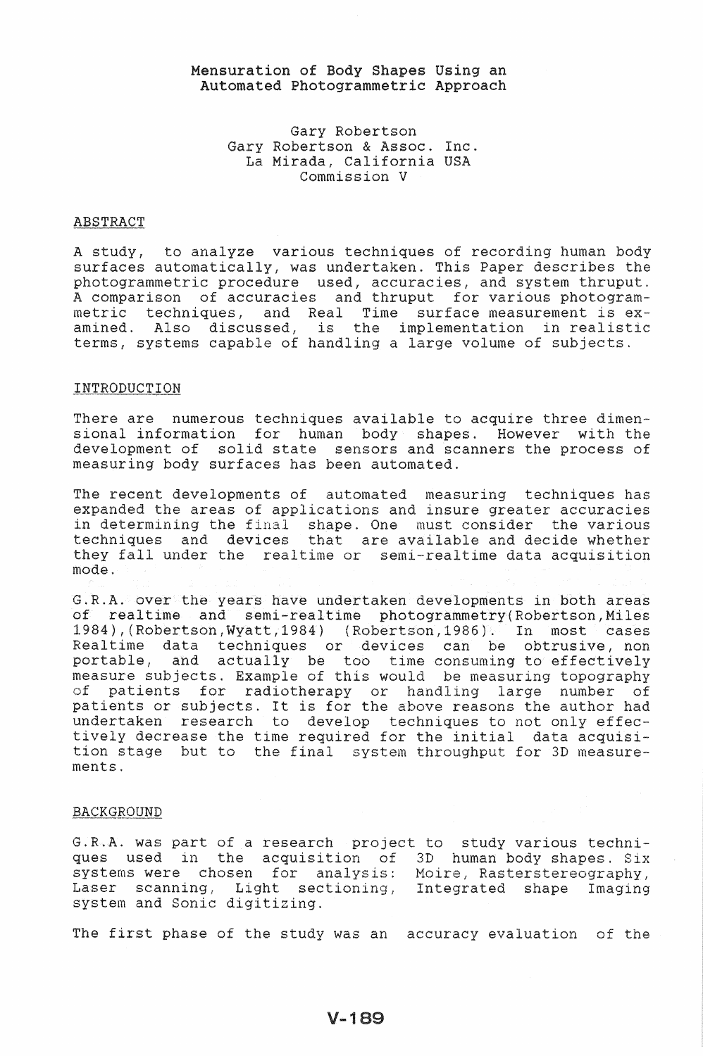# Mensuration of Body Shapes Using an Automated Photogrammetric Approach

Gary Robertson
Gary Robertson & Assoc. Inc.
La Mirada, California USA
Commission V

## ABSTRACT

A study, to analyze various techniques of recording human body surfaces automatically, was undertaken. This Paper describes the photogrammetric procedure used, accuracies, and system thruput. A comparison of accuracies and thruput for various photogrammetric techniques, and Real Time surface measurement is examined. Also discussed, is the implementation in realistic terms, systems capable of handling a large volume of subjects.

## INTRODUCTION

There are numerous techniques available to acquire three dimensional information for human body shapes. However with the development of solid state sensors and scanners the process of measuring body surfaces has been automated.

The recent developments of automated measuring techniques has expanded the areas of applications and insure greater accuracies in determining the final shape. One must consider the various techniques and devices that are available and decide whether they fall under the realtime or semi-realtime data acquisition mode.

G.R.A. over the years have undertaken developments in both areas of realtime and semi-realtime photogrammetry(Robertson,Miles 1984),(Robertson,Wyatt,1984) (Robertson,1986). In most cases Realtime data techniques or devices can be obtrusive, non portable, and actually be too time consuming to effectively measure subjects. Example of this would be measuring topography of patients for radiotherapy or handling large number of patients or subjects. It is for the above reasons the author had undertaken research to develop techniques to not only effectively decrease the time required for the initial data acquisition stage but to the final system throughput for 3D measurements.

## BACKGROUND

G.R.A. was part of a research project to study various techniques used in the acquisition of 3D human body shapes. Six systems were chosen for analysis: Moire, Rasterstereography, Laser scanning, Light sectioning, Integrated shape Imaging system and Sonic digitizing.

The first phase of the study was an accuracy evaluation of the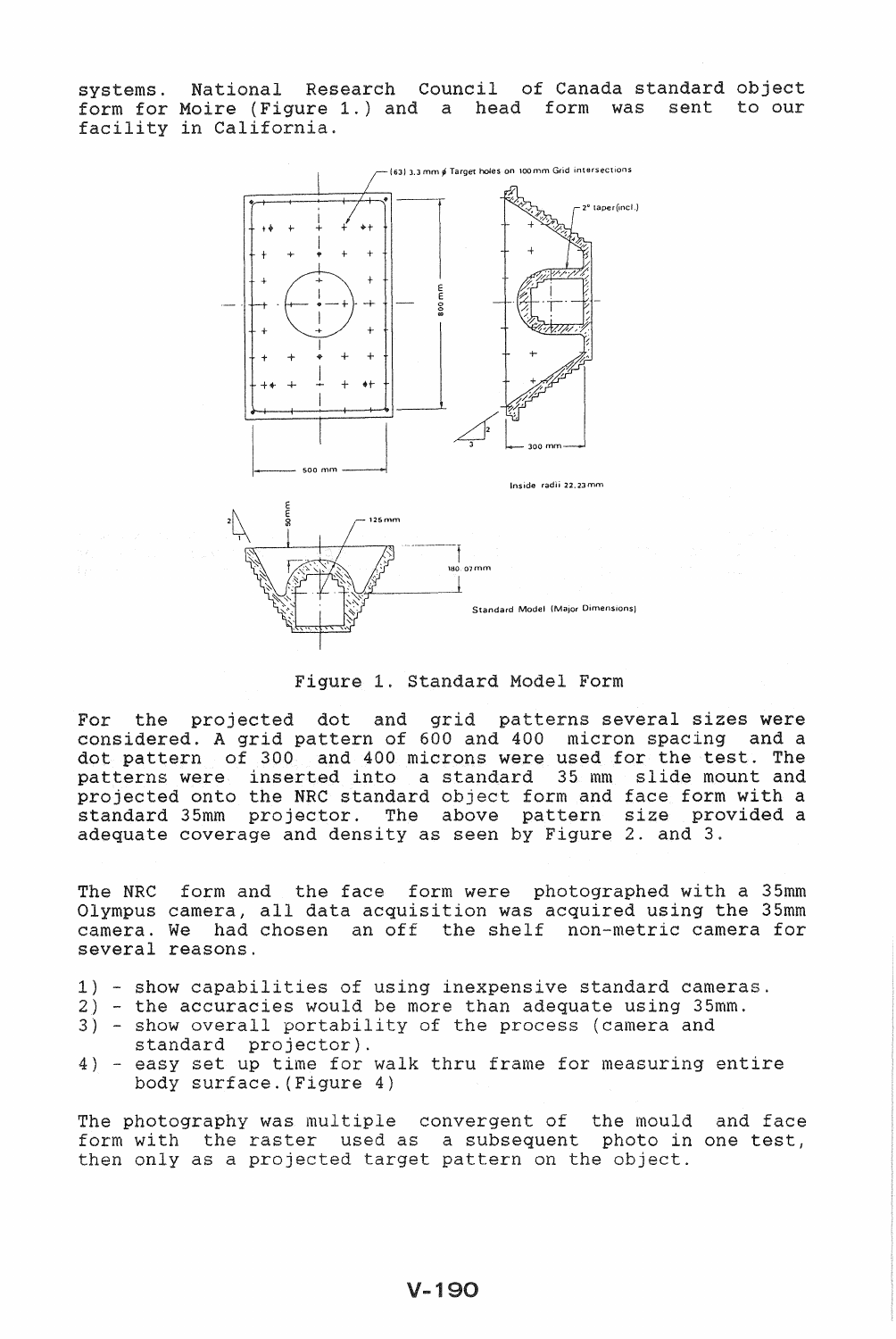systems. National Research Council of Canada standard object form for Moire (Figure 1.) and a head form was sent to our facility in California.

Figure 1. Standard Model Form

For the projected dot and grid patterns several sizes were considered. A grid pattern of 600 and 400 micron spacing and a dot pattern of 300 and 400 microns were used for the test. The patterns were inserted into a standard 35 mm slide mount and projected onto the NRC standard object form and face form with a standard 35mm projector. The above pattern size provided a adequate coverage and density as seen by Figure 2. and 3.

The NRC form and the face form were photographed with a 35mm Olympus camera, all data acquisition was acquired using the 35mm camera. We had chosen an off the shelf non-metric camera for several reasons.

1) - show capabilities of using inexpensive standard cameras.
2) - the accuracies would be more than adequate using 35mm.
3) - show overall portability of the process (camera and standard projector).
4) - easy set up time for walk thru frame for measuring entire body surface.(Figure 4)

The photography was multiple convergent of the mould and face form with the raster used as a subsequent photo in one test, then only as a projected target pattern on the object.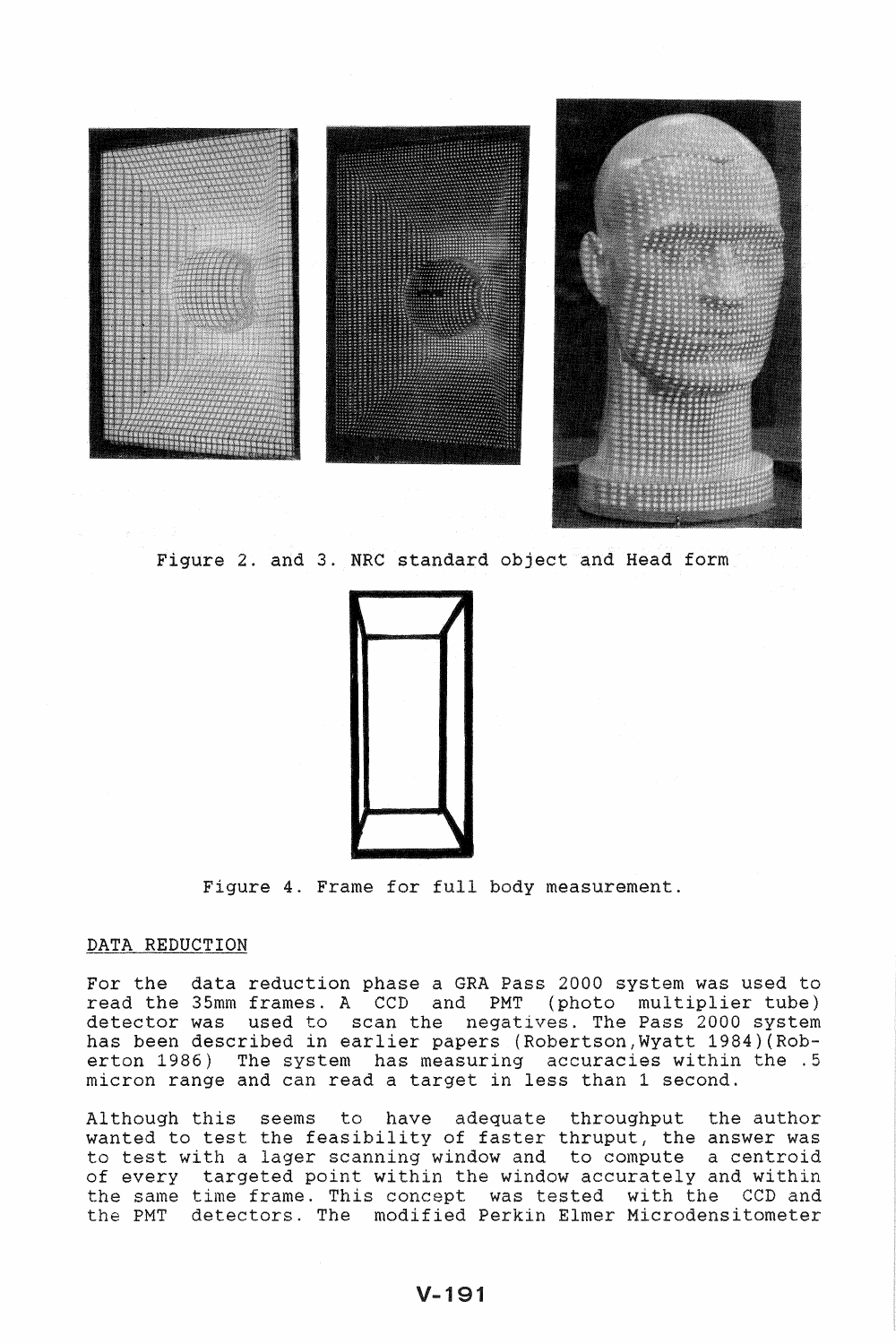Figure 2. and 3. NRC standard object and Head form

Figure 4. Frame for full body measurement.

## DATA REDUCTION

For the data reduction phase a GRA Pass 2000 system was used to read the 35mm frames. A CCD and PMT (photo multiplier tube) detector was used to scan the negatives. The Pass 2000 system has been described in earlier papers (Robertson,Wyatt 1984)(Roberton 1986) The system has measuring accuracies within the .5 micron range and can read a target in less than 1 second.

Although this seems to have adequate throughput the author wanted to test the feasibility of faster thruput, the answer was to test with a lager scanning window and to compute a centroid of every targeted point within the window accurately and within the same time frame. This concept was tested with the CCD and the PMT detectors. The modified Perkin Elmer Microdensitometer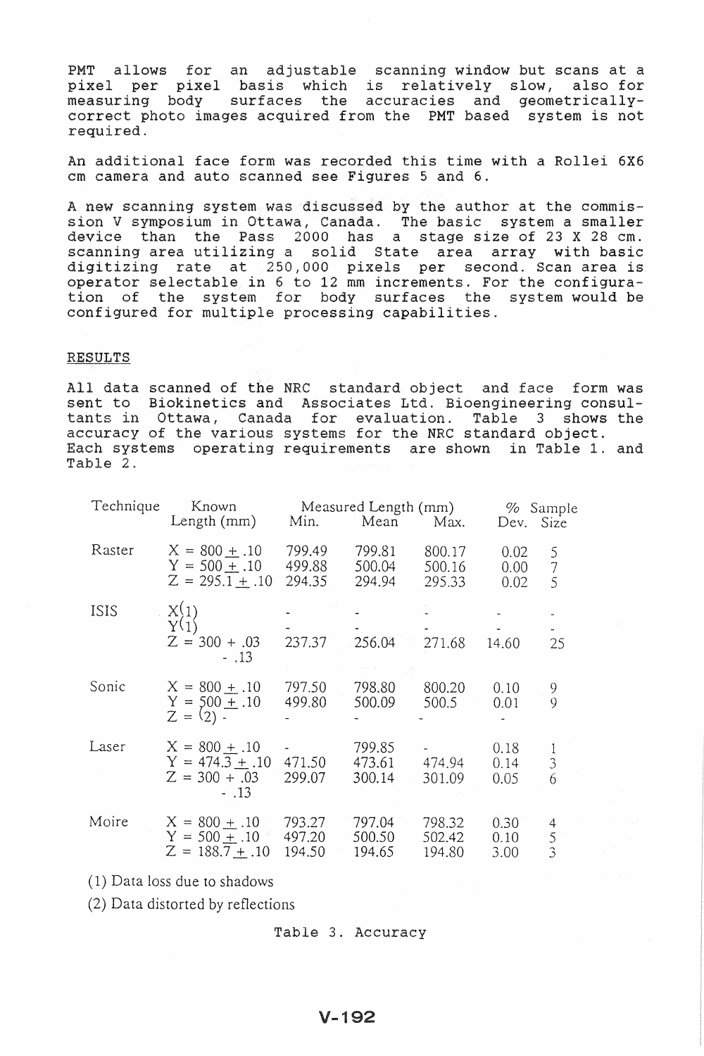PMT allows for an adjustable scanning window but scans at a pixel per pixel basis which is relatively slow, also for measuring body surfaces the accuracies and geometrically-correct photo images acquired from the PMT based system is not required.

An additional face form was recorded this time with a Rollei 6X6 cm camera and auto scanned see Figures 5 and 6.

A new scanning system was discussed by the author at the commission V symposium in Ottawa, Canada. The basic system a smaller device than the Pass 2000 has a stage size of 23 X 28 cm. scanning area utilizing a solid State area array with basic digitizing rate at 250,000 pixels per second. Scan area is operator selectable in 6 to 12 mm increments. For the configuration of the system for body surfaces the system would be configured for multiple processing capabilities.

## RESULTS

All data scanned of the NRC standard object and face form was sent to Biokinetics and Associates Ltd. Bioengineering consultants in Ottawa, Canada for evaluation. Table 3 shows the accuracy of the various systems for the NRC standard object. Each systems operating requirements are shown in Table 1. and Table 2.

| Technique | Known Length (mm) | Measured Length (mm) Min. | Mean | Max. | % Dev. | Sample Size |
|---|---|---|---|---|---|---|
| Raster | X = 800 ± .10 | 799.49 | 799.81 | 800.17 | 0.02 | 5 |
| | Y = 500 ± .10 | 499.88 | 500.04 | 500.16 | 0.00 | 7 |
| | Z = 295.1 ± .10 | 294.35 | 294.94 | 295.33 | 0.02 | 5 |
| ISIS | X(1) | - | - | - | - | - |
| | Y(1) | - | - | - | - | - |
| | Z = 300 + .03 - .13 | 237.37 | 256.04 | 271.68 | 14.60 | 25 |
| Sonic | X = 800 ± .10 | 797.50 | 798.80 | 800.20 | 0.10 | 9 |
| | Y = 500 ± .10 | 499.80 | 500.09 | 500.5 | 0.01 | 9 |
| | Z = (2) - | - | - | - | - | |
| Laser | X = 800 ± .10 | - | 799.85 | - | 0.18 | 1 |
| | Y = 474.3 ± .10 | 471.50 | 473.61 | 474.94 | 0.14 | 3 |
| | Z = 300 + .03 - .13 | 299.07 | 300.14 | 301.09 | 0.05 | 6 |
| Moire | X = 800 ± .10 | 793.27 | 797.04 | 798.32 | 0.30 | 4 |
| | Y = 500 ± .10 | 497.20 | 500.50 | 502.42 | 0.10 | 5 |
| | Z = 188.7 ± .10 | 194.50 | 194.65 | 194.80 | 3.00 | 3 |

(1) Data loss due to shadows

(2) Data distorted by reflections

Table 3. Accuracy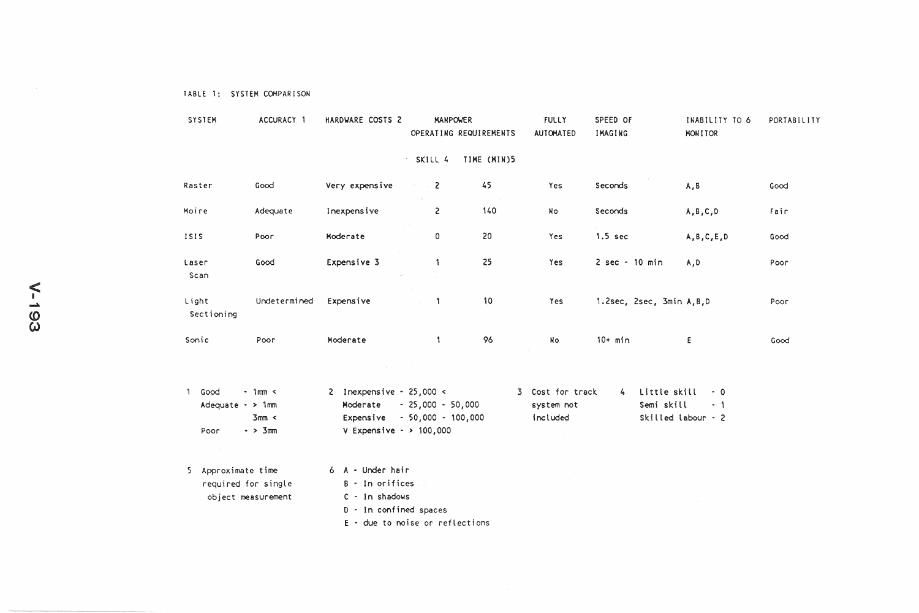TABLE 1: SYSTEM COMPARISON

| SYSTEM | ACCURACY 1 | HARDWARE COSTS 2 | MANPOWER OPERATING REQUIREMENTS | | FULLY AUTOMATED | SPEED OF IMAGING | INABILITY TO 6 MONITOR | PORTABILITY |
|---|---|---|---|---|---|---|---|---|
| | | | SKILL 4 | TIME (MIN)5 | | | | |
| Raster | Good | Very expensive | 2 | 45 | Yes | Seconds | A,B | Good |
| Moire | Adequate | Inexpensive | 2 | 140 | No | Seconds | A,B,C,D | Fair |
| ISIS | Poor | Moderate | 0 | 20 | Yes | 1.5 sec | A,B,C,E,D | Good |
| Laser Scan | Good | Expensive 3 | 1 | 25 | Yes | 2 sec - 10 min | A,D | Poor |
| Light Sectioning | Undetermined | Expensive | 1 | 10 | Yes | 1.2sec, 2sec, 3min | A,B,D | Poor |
| Sonic | Poor | Moderate | 1 | 96 | No | 10+ min | E | Good |

1 Good - 1mm <
  Adequate - > 1mm
  3mm <
  Poor - > 3mm

2 Inexpensive - 25,000 <
  Moderate - 25,000 - 50,000
  Expensive - 50,000 - 100,000
  V Expensive - > 100,000

3 Cost for track system not included

4 Little skill - 0
  Semi skill - 1
  Skilled labour - 2

5 Approximate time required for single object measurement

6 A - Under hair
  B - In orifices
  C - In shadows
  D - In confined spaces
  E - due to noise or reflections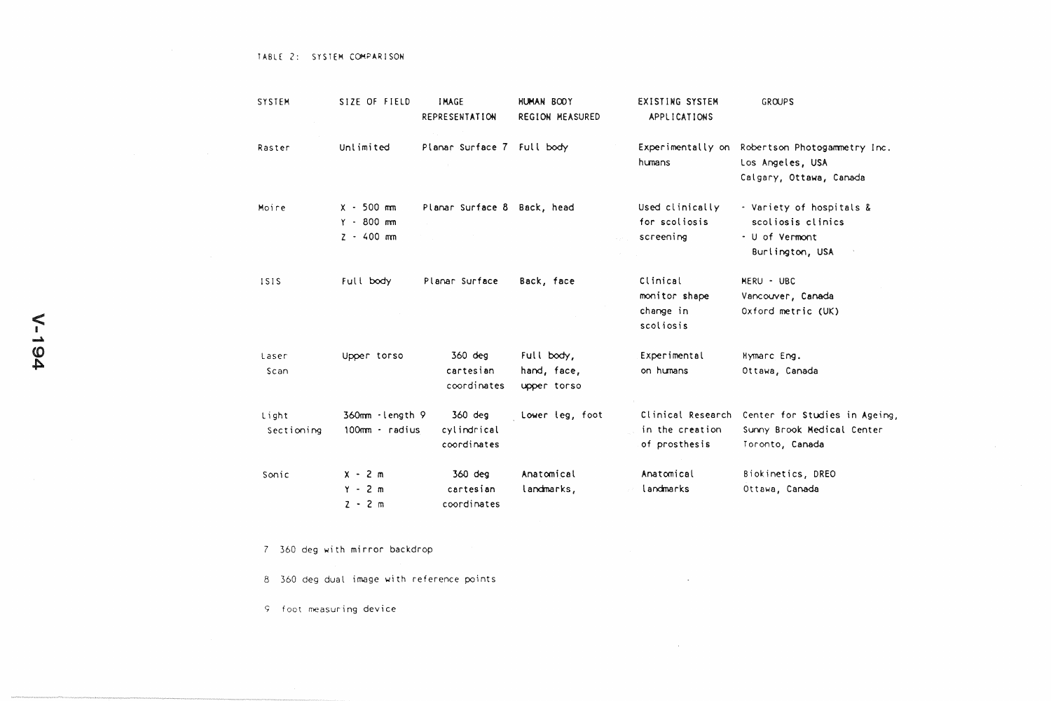TABLE 2: SYSTEM COMPARISON

| SYSTEM | SIZE OF FIELD | IMAGE REPRESENTATION | HUMAN BODY REGION MEASURED | EXISTING SYSTEM APPLICATIONS | GROUPS |
|---|---|---|---|---|---|
| Raster | Unlimited | Planar Surface 7 | Full body | Experimentally on humans | Robertson Photogammetry Inc. Los Angeles, USA Calgary, Ottawa, Canada |
| Moire | X - 500 mm Y - 800 mm Z - 400 mm | Planar Surface 8 | Back, head | Used clinically for scoliosis screening | - Variety of hospitals & scoliosis clinics - U of Vermont Burlington, USA |
| ISIS | Full body | Planar Surface | Back, face | Clinical monitor shape change in scoliosis | MERU - UBC Vancouver, Canada Oxford metric (UK) |
| Laser Scan | Upper torso | 360 deg cartesian coordinates | Full body, hand, face, upper torso | Experimental on humans | Hymarc Eng. Ottawa, Canada |
| Light Sectioning | 360mm -length 9 100mm - radius | 360 deg cylindrical coordinates | Lower leg, foot | Clinical Research in the creation of prosthesis | Center for Studies in Ageing, Sunny Brook Medical Center Toronto, Canada |
| Sonic | X - 2 m Y - 2 m Z - 2 m | 360 deg cartesian coordinates | Anatomical landmarks, | Anatomical landmarks | Biokinetics, DREO Ottawa, Canada |

7 360 deg with mirror backdrop

8 360 deg dual image with reference points

9 foot measuring device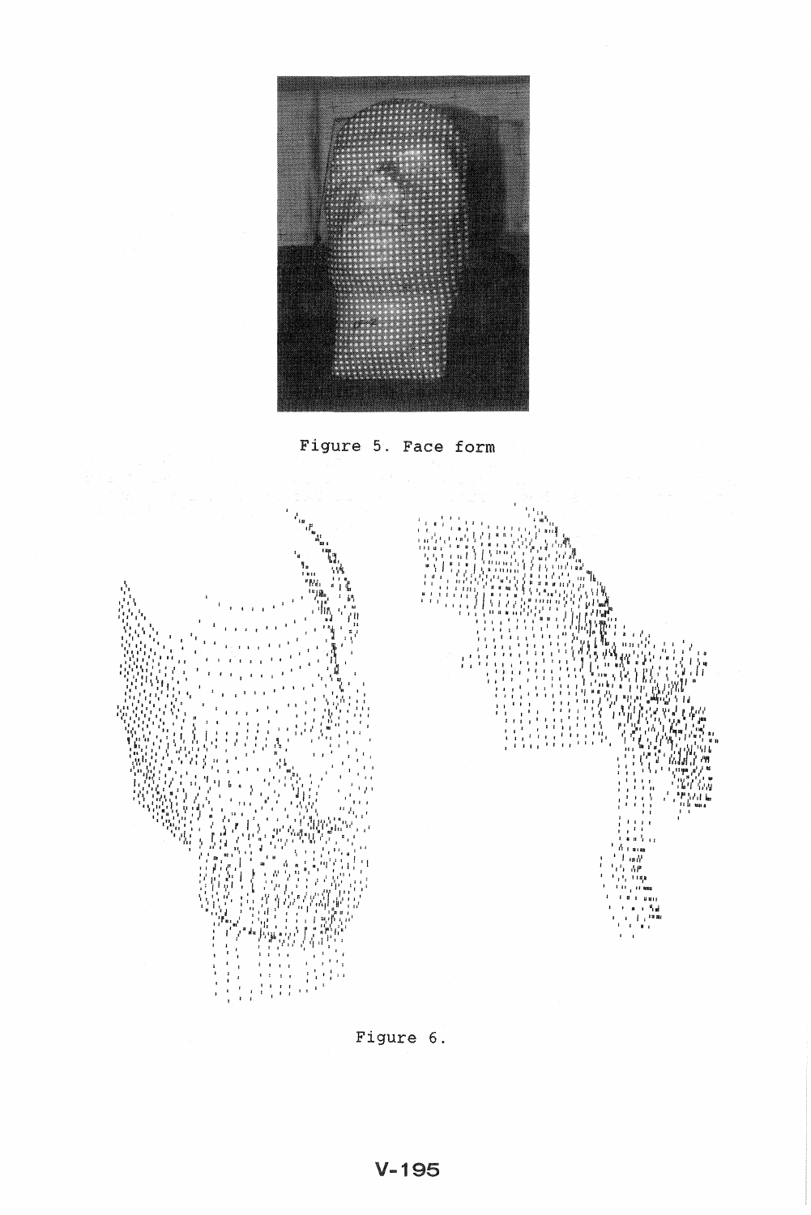Figure 5. Face form

Figure 6.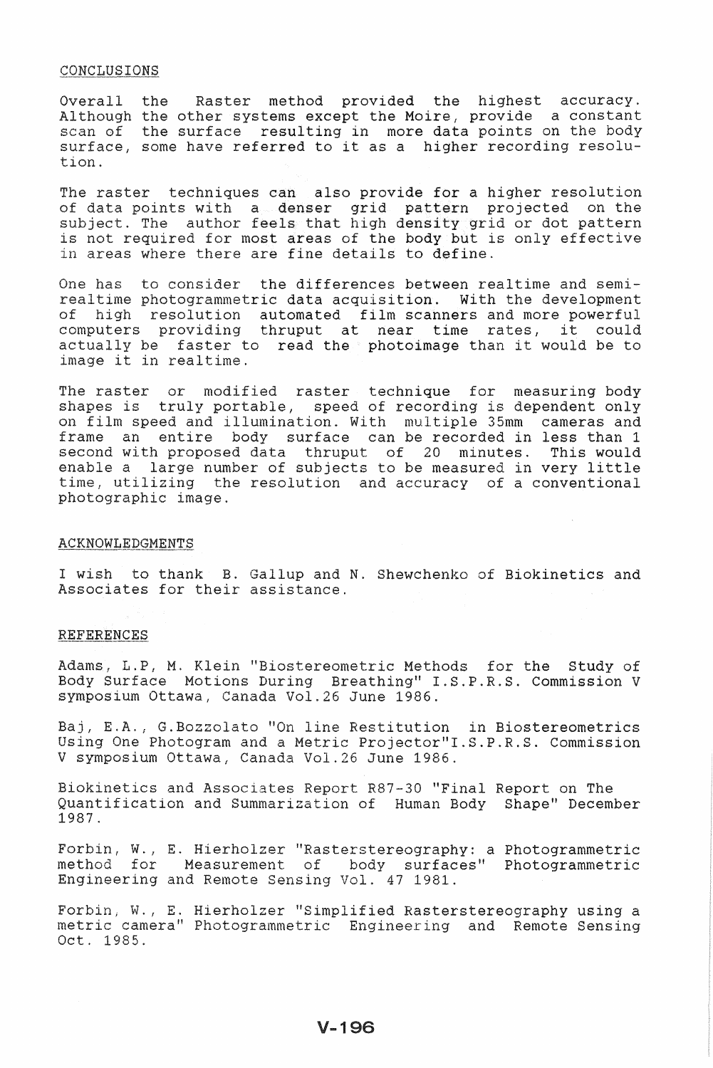## CONCLUSIONS

Overall the Raster method provided the highest accuracy. Although the other systems except the Moire, provide a constant scan of the surface resulting in more data points on the body surface, some have referred to it as a higher recording resolution.

The raster techniques can also provide for a higher resolution of data points with a denser grid pattern projected on the subject. The author feels that high density grid or dot pattern is not required for most areas of the body but is only effective in areas where there are fine details to define.

One has to consider the differences between realtime and semi-realtime photogrammetric data acquisition. With the development of high resolution automated film scanners and more powerful computers providing thruput at near time rates, it could actually be faster to read the photoimage than it would be to image it in realtime.

The raster or modified raster technique for measuring body shapes is truly portable, speed of recording is dependent only on film speed and illumination. With multiple 35mm cameras and frame an entire body surface can be recorded in less than 1 second with proposed data thruput of 20 minutes. This would enable a large number of subjects to be measured in very little time, utilizing the resolution and accuracy of a conventional photographic image.

## ACKNOWLEDGMENTS

I wish to thank B. Gallup and N. Shewchenko of Biokinetics and Associates for their assistance.

## REFERENCES

Adams, L.P, M. Klein "Biostereometric Methods for the Study of Body Surface Motions During Breathing" I.S.P.R.S. Commission V symposium Ottawa, Canada Vol.26 June 1986.

Baj, E.A., G.Bozzolato "On line Restitution in Biostereometrics Using One Photogram and a Metric Projector"I.S.P.R.S. Commission V symposium Ottawa, Canada Vol.26 June 1986.

Biokinetics and Associates Report R87-30 "Final Report on The Quantification and Summarization of Human Body Shape" December 1987.

Forbin, W., E. Hierholzer "Rasterstereography: a Photogrammetric method for Measurement of body surfaces" Photogrammetric Engineering and Remote Sensing Vol. 47 1981.

Forbin, W., E. Hierholzer "Simplified Rasterstereography using a metric camera" Photogrammetric Engineering and Remote Sensing Oct. 1985.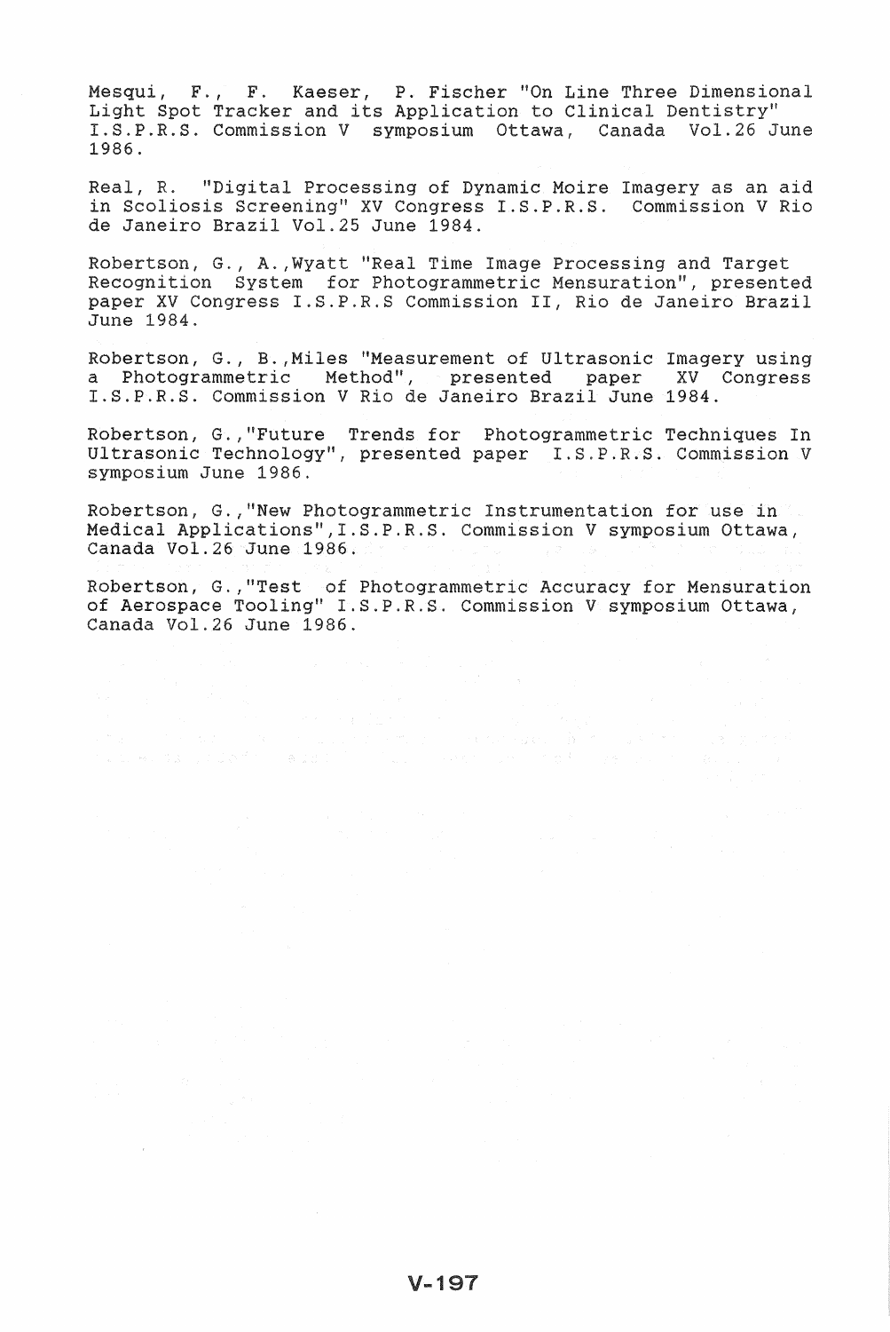Mesqui, F., F. Kaeser, P. Fischer "On Line Three Dimensional Light Spot Tracker and its Application to Clinical Dentistry" I.S.P.R.S. Commission V symposium Ottawa, Canada Vol.26 June 1986.

Real, R. "Digital Processing of Dynamic Moire Imagery as an aid in Scoliosis Screening" XV Congress I.S.P.R.S. Commission V Rio de Janeiro Brazil Vol.25 June 1984.

Robertson, G., A.,Wyatt "Real Time Image Processing and Target Recognition System for Photogrammetric Mensuration", presented paper XV Congress I.S.P.R.S Commission II, Rio de Janeiro Brazil June 1984.

Robertson, G., B.,Miles "Measurement of Ultrasonic Imagery using a Photogrammetric Method", presented paper XV Congress I.S.P.R.S. Commission V Rio de Janeiro Brazil June 1984.

Robertson, G.,"Future Trends for Photogrammetric Techniques In Ultrasonic Technology", presented paper I.S.P.R.S. Commission V symposium June 1986.

Robertson, G.,"New Photogrammetric Instrumentation for use in Medical Applications",I.S.P.R.S. Commission V symposium Ottawa, Canada Vol.26 June 1986.

Robertson, G.,"Test of Photogrammetric Accuracy for Mensuration of Aerospace Tooling" I.S.P.R.S. Commission V symposium Ottawa, Canada Vol.26 June 1986.